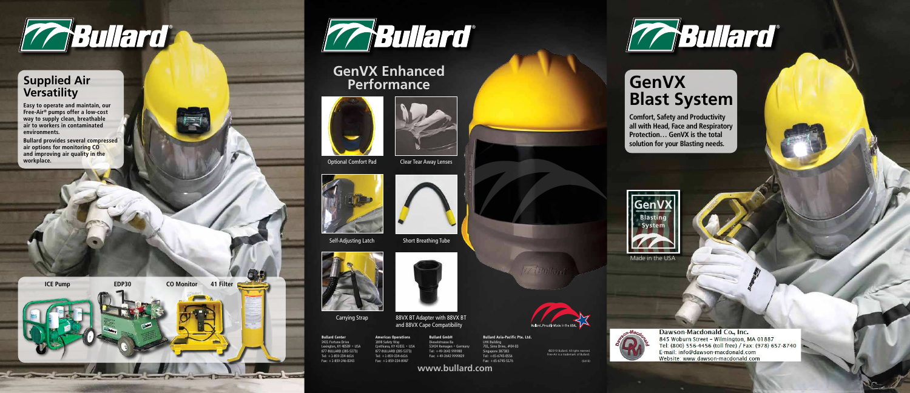# Bullard

## Supplied Air Versatility

**Easy to operate and maintain, our Free-Air® pumps offer a low-cost way to supply clean, breathable air to workers in contaminated environments.**

**Bullard provides several compressed air options for monitoring CO and improving air quality in the workplace.**

ICE Pump

EDP30

CO Monitor

41 Filter

# Bullard

## GenVX Enhanced Performance

Optional Comfort Pad

Clear Tear Away Lenses

Self-Adjusting Latch

Short Breathing Tube

Carrying Strap

88VX BT Adapter with 88VX BT and 88VX Cape Compatibility

**Bullard Center**
2421 Fortune Drive
Lexington, KY 40509 • USA
877-BULLARD (285-5273)
Tel: +1-859-234-6616
Fax: +1-859-246-0243

**Americas Operations**
1898 Safety Way
Cynthiana, KY 41031 • USA
877-BULLARD (285-5273)
Tel: +1-859-234-6616
Fax: +1-859-234-8987

**Bullard GmbH**
Dieselstrasse 8a
53424 Remagen • Germany
Tel: +49-2642 999980
Fax: +49-2642 9999829

**Bullard Asia-Pacific Pte. Ltd.**
LHK Building
701, Sims Drive, #04-03
Singapore 387383
Tel: +65-6745-0556
Fax: +65-6745-5176

©2019 Bullard. All rights reserved.
Free-Air is a trademark of Bullard.

Bullard. Proudly Made in the USA.

**www.bullard.com**

# Bullard

# GenVX Blast System

**Comfort, Safety and Productivity all with Head, Face and Respiratory Protection… GenVX is the total solution for your Blasting needs.**

GenVX Blasting System

Made in the USA

Dawson-Macdonald Co., Inc.
845 Woburn Street - Wilmington, MA 01887
Tel: (800) 556-4456 (toll free) / Fax: (978) 657-8740
E-mail: info@dawson-macdonald.com
Website: www.dawson-macdonald.com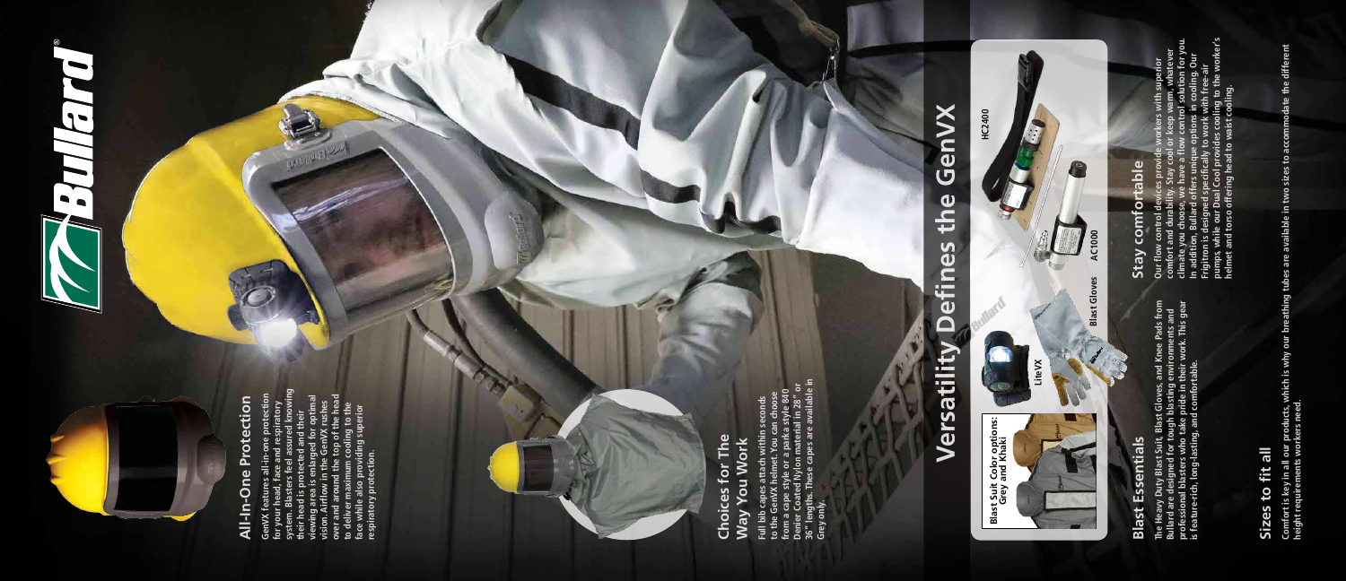## All-In-One Protection

GenVX features all-in-one protection for your head, face and respiratory system. Blasters feel secure knowing their head is protected and their viewing area is enlarged for optimal vision. Airflow in the GenVX rushes over and around the top of the head to deliver maximum cooling to the face while also providing superior respiratory protection.

## Choices for The Way You Work

Full bib capes attach within seconds to the GenVX helmet. You can choose from a cape style or a parka style 840 Denier Coated Nylon material in 28" or 36" lengths. These capes are available in Grey only.

# Versatility Defines the GenVX

**Blast Suit Color options: Grey and Khaki**

LiteVX

Blast Gloves

AC1000

HC2400

## Blast Essentials

The Heavy Duty Blast Suit, Blast Gloves, and Knee Pads from Bullard are designed for tough blasting environments and professional blasters who take pride in their work. This gear is feature-rich, long-lasting, and comfortable.

## Stay comfortable

Our flow control devices provide workers with superior comfort and durability. Stay cool or keep warm, whatever climate you choose, we have a flow control solution for you. In addition, Bullard offers a cooling option with our Frigitron, designed specifically to work with free-air pumps, while our Dual Cool provides cooling to the worker's helmet and torso offering head to waist cooling.

## Sizes to fit all

Comfort is key in all our products, which is why our breathing tubes are available in two sizes to accommodate the different height requirements workers need.